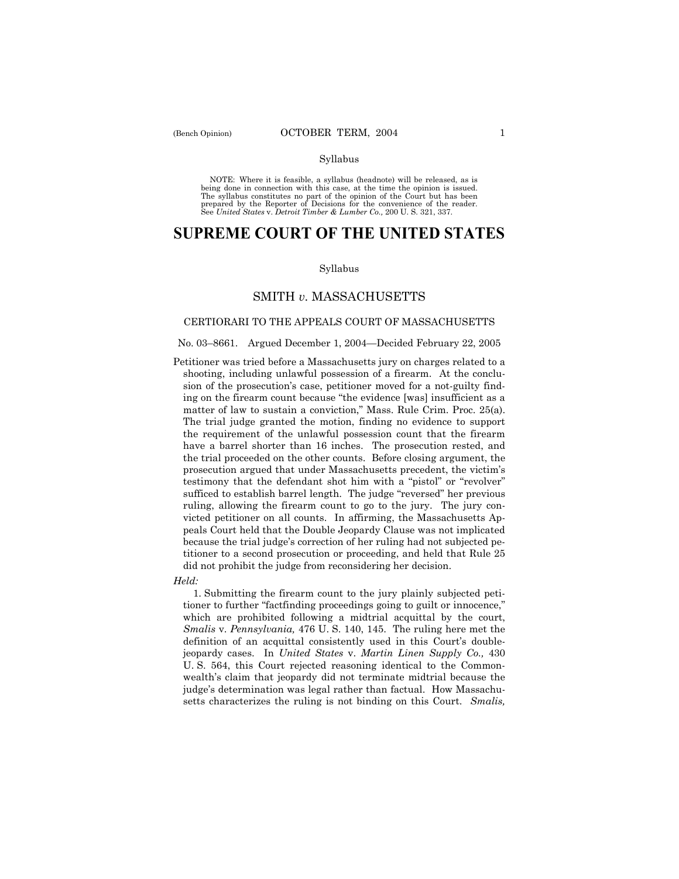Syllabus

NOTE: Where it is feasible, a syllabus (headnote) will be released, as is being done in connection with this case, at the time the opinion is issued. The syllabus constitutes no part of the opinion of the Court but has been prepared by the Reporter of Decisions for the convenience of the reader. See *United States* v. *Detroit Timber & Lumber Co.,* 200 U. S. 321, 337.

# SUPREME COURT OF THE UNITED STATES

Syllabus

## SMITH *v.* MASSACHUSETTS

### CERTIORARI TO THE APPEALS COURT OF MASSACHUSETTS

No. 03–8661. Argued December 1, 2004—Decided February 22, 2005

Petitioner was tried before a Massachusetts jury on charges related to a shooting, including unlawful possession of a firearm. At the conclusion of the prosecution's case, petitioner moved for a not-guilty finding on the firearm count because "the evidence [was] insufficient as a matter of law to sustain a conviction," Mass. Rule Crim. Proc. 25(a). The trial judge granted the motion, finding no evidence to support the requirement of the unlawful possession count that the firearm have a barrel shorter than 16 inches. The prosecution rested, and the trial proceeded on the other counts. Before closing argument, the prosecution argued that under Massachusetts precedent, the victim's testimony that the defendant shot him with a "pistol" or "revolver" sufficed to establish barrel length. The judge "reversed" her previous ruling, allowing the firearm count to go to the jury. The jury convicted petitioner on all counts. In affirming, the Massachusetts Appeals Court held that the Double Jeopardy Clause was not implicated because the trial judge's correction of her ruling had not subjected petitioner to a second prosecution or proceeding, and held that Rule 25 did not prohibit the judge from reconsidering her decision.

*Held:*

1. Submitting the firearm count to the jury plainly subjected petitioner to further "factfinding proceedings going to guilt or innocence," which are prohibited following a midtrial acquittal by the court, *Smalis* v. *Pennsylvania,* 476 U. S. 140, 145. The ruling here met the definition of an acquittal consistently used in this Court's double-jeopardy cases. In *United States* v. *Martin Linen Supply Co.,* 430 U. S. 564, this Court rejected reasoning identical to the Commonwealth's claim that jeopardy did not terminate midtrial because the judge's determination was legal rather than factual. How Massachusetts characterizes the ruling is not binding on this Court. *Smalis,*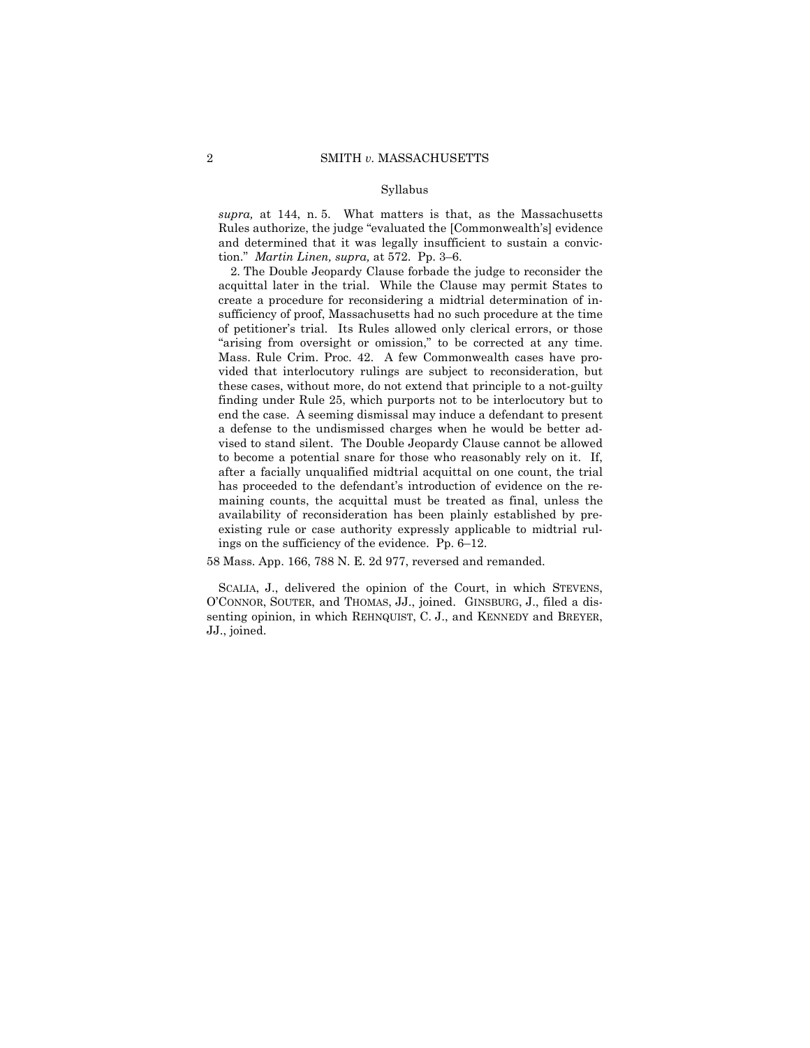*supra,* at 144, n. 5. What matters is that, as the Massachusetts Rules authorize, the judge "evaluated the [Commonwealth's] evidence and determined that it was legally insufficient to sustain a conviction." *Martin Linen, supra,* at 572. Pp. 3–6.

2. The Double Jeopardy Clause forbade the judge to reconsider the acquittal later in the trial. While the Clause may permit States to create a procedure for reconsidering a midtrial determination of insufficiency of proof, Massachusetts had no such procedure at the time of petitioner's trial. Its Rules allowed only clerical errors, or those "arising from oversight or omission," to be corrected at any time. Mass. Rule Crim. Proc. 42. A few Commonwealth cases have provided that interlocutory rulings are subject to reconsideration, but these cases, without more, do not extend that principle to a not-guilty finding under Rule 25, which purports not to be interlocutory but to end the case. A seeming dismissal may induce a defendant to present a defense to the undismissed charges when he would be better advised to stand silent. The Double Jeopardy Clause cannot be allowed to become a potential snare for those who reasonably rely on it. If, after a facially unqualified midtrial acquittal on one count, the trial has proceeded to the defendant's introduction of evidence on the remaining counts, the acquittal must be treated as final, unless the availability of reconsideration has been plainly established by preexisting rule or case authority expressly applicable to midtrial rulings on the sufficiency of the evidence. Pp. 6–12.

58 Mass. App. 166, 788 N. E. 2d 977, reversed and remanded.

SCALIA, J., delivered the opinion of the Court, in which STEVENS, O'CONNOR, SOUTER, and THOMAS, JJ., joined. GINSBURG, J., filed a dissenting opinion, in which REHNQUIST, C. J., and KENNEDY and BREYER, JJ., joined.